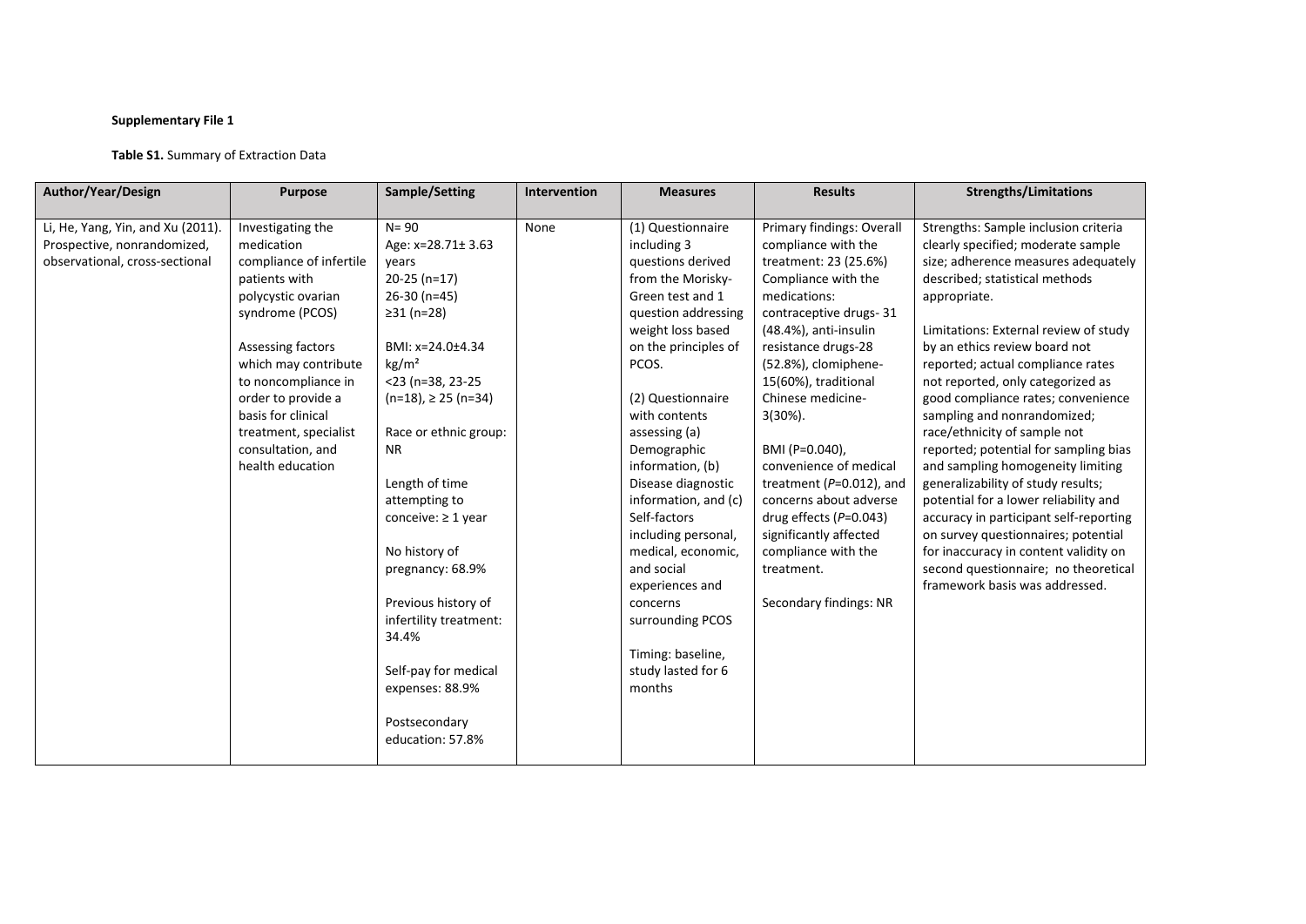**Supplementary File 1**

**Table S1.** Summary of Extraction Data

| Author/Year/Design | Purpose | Sample/Setting | Intervention | Measures | Results | Strengths/Limitations |
|---|---|---|---|---|---|---|
| Li, He, Yang, Yin, and Xu (2011). Prospective, nonrandomized, observational, cross-sectional | Investigating the medication compliance of infertile patients with polycystic ovarian syndrome (PCOS)<br><br>Assessing factors which may contribute to noncompliance in order to provide a basis for clinical treatment, specialist consultation, and health education | N= 90<br>Age: x=28.71± 3.63 years<br>20-25 (n=17)<br>26-30 (n=45)<br>≥31 (n=28)<br><br>BMI: x=24.0±4.34 kg/m²<br><23 (n=38, 23-25 (n=18), ≥ 25 (n=34)<br><br>Race or ethnic group: NR<br><br>Length of time attempting to conceive: ≥ 1 year<br><br>No history of pregnancy: 68.9%<br><br>Previous history of infertility treatment: 34.4%<br><br>Self-pay for medical expenses: 88.9%<br><br>Postsecondary education: 57.8% | None | (1) Questionnaire including 3 questions derived from the Morisky-Green test and 1 question addressing weight loss based on the principles of PCOS.<br><br>(2) Questionnaire with contents assessing (a) Demographic information, (b) Disease diagnostic information, and (c) Self-factors including personal, medical, economic, and social experiences and concerns surrounding PCOS<br><br>Timing: baseline, study lasted for 6 months | Primary findings: Overall compliance with the treatment: 23 (25.6%)<br>Compliance with the medications: contraceptive drugs- 31 (48.4%), anti-insulin resistance drugs-28 (52.8%), clomiphene-15(60%), traditional Chinese medicine-3(30%).<br><br>BMI (P=0.040), convenience of medical treatment (*P*=0.012), and concerns about adverse drug effects (*P*=0.043) significantly affected compliance with the treatment.<br><br>Secondary findings: NR | Strengths: Sample inclusion criteria clearly specified; moderate sample size; adherence measures adequately described; statistical methods appropriate.<br><br>Limitations: External review of study by an ethics review board not reported; actual compliance rates not reported, only categorized as good compliance rates; convenience sampling and nonrandomized; race/ethnicity of sample not reported; potential for sampling bias and sampling homogeneity limiting generalizability of study results; potential for a lower reliability and accuracy in participant self-reporting on survey questionnaires; potential for inaccuracy in content validity on second questionnaire; no theoretical framework basis was addressed. |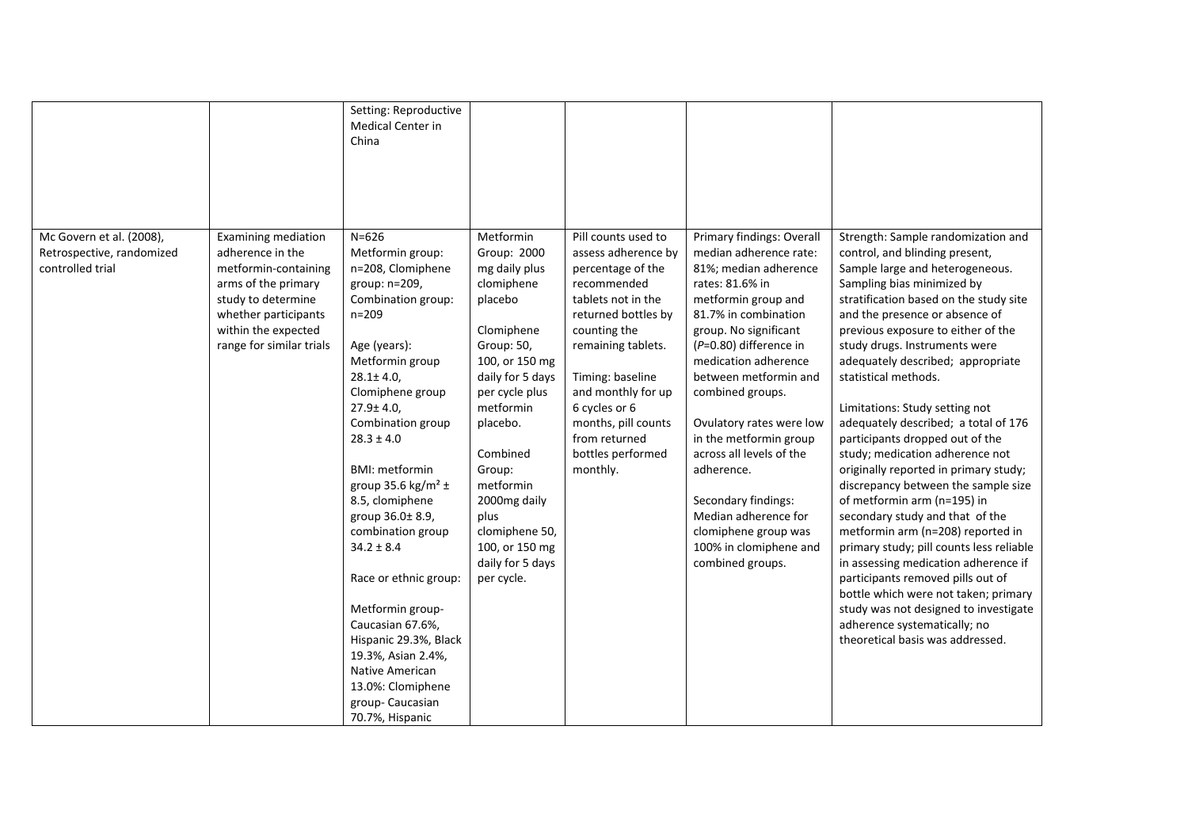|  |  |  |  |  |  |  |
|---|---|---|---|---|---|---|
|  |  | Setting: Reproductive Medical Center in China |  |  |  |  |
| Mc Govern et al. (2008), Retrospective, randomized controlled trial | Examining mediation adherence in the metformin-containing arms of the primary study to determine whether participants within the expected range for similar trials | N=626<br>Metformin group: n=208, Clomiphene group: n=209, Combination group: n=209<br><br>Age (years): Metformin group 28.1± 4.0, Clomiphene group 27.9± 4.0, Combination group 28.3 ± 4.0<br><br>BMI: metformin group 35.6 kg/m² ± 8.5, clomiphene group 36.0± 8.9, combination group 34.2 ± 8.4<br><br>Race or ethnic group:<br><br>Metformin group- Caucasian 67.6%, Hispanic 29.3%, Black 19.3%, Asian 2.4%, Native American 13.0%: Clomiphene group- Caucasian 70.7%, Hispanic | Metformin Group: 2000 mg daily plus clomiphene placebo<br><br>Clomiphene Group: 50, 100, or 150 mg daily for 5 days per cycle plus metformin placebo.<br><br>Combined Group: metformin 2000mg daily plus clomiphene 50, 100, or 150 mg daily for 5 days per cycle. | Pill counts used to assess adherence by percentage of the recommended tablets not in the returned bottles by counting the remaining tablets.<br><br>Timing: baseline and monthly for up 6 cycles or 6 months, pill counts from returned bottles performed monthly. | Primary findings: Overall median adherence rate: 81%; median adherence rates: 81.6% in metformin group and 81.7% in combination group. No significant (*P*=0.80) difference in medication adherence between metformin and combined groups.<br><br>Ovulatory rates were low in the metformin group across all levels of the adherence.<br><br>Secondary findings: Median adherence for clomiphene group was 100% in clomiphene and combined groups. | Strength: Sample randomization and control, and blinding present, Sample large and heterogeneous. Sampling bias minimized by stratification based on the study site and the presence or absence of previous exposure to either of the study drugs. Instruments were adequately described; appropriate statistical methods.<br><br>Limitations: Study setting not adequately described; a total of 176 participants dropped out of the study; medication adherence not originally reported in primary study; discrepancy between the sample size of metformin arm (n=195) in secondary study and that of the metformin arm (n=208) reported in primary study; pill counts less reliable in assessing medication adherence if participants removed pills out of bottle which were not taken; primary study was not designed to investigate adherence systematically; no theoretical basis was addressed. |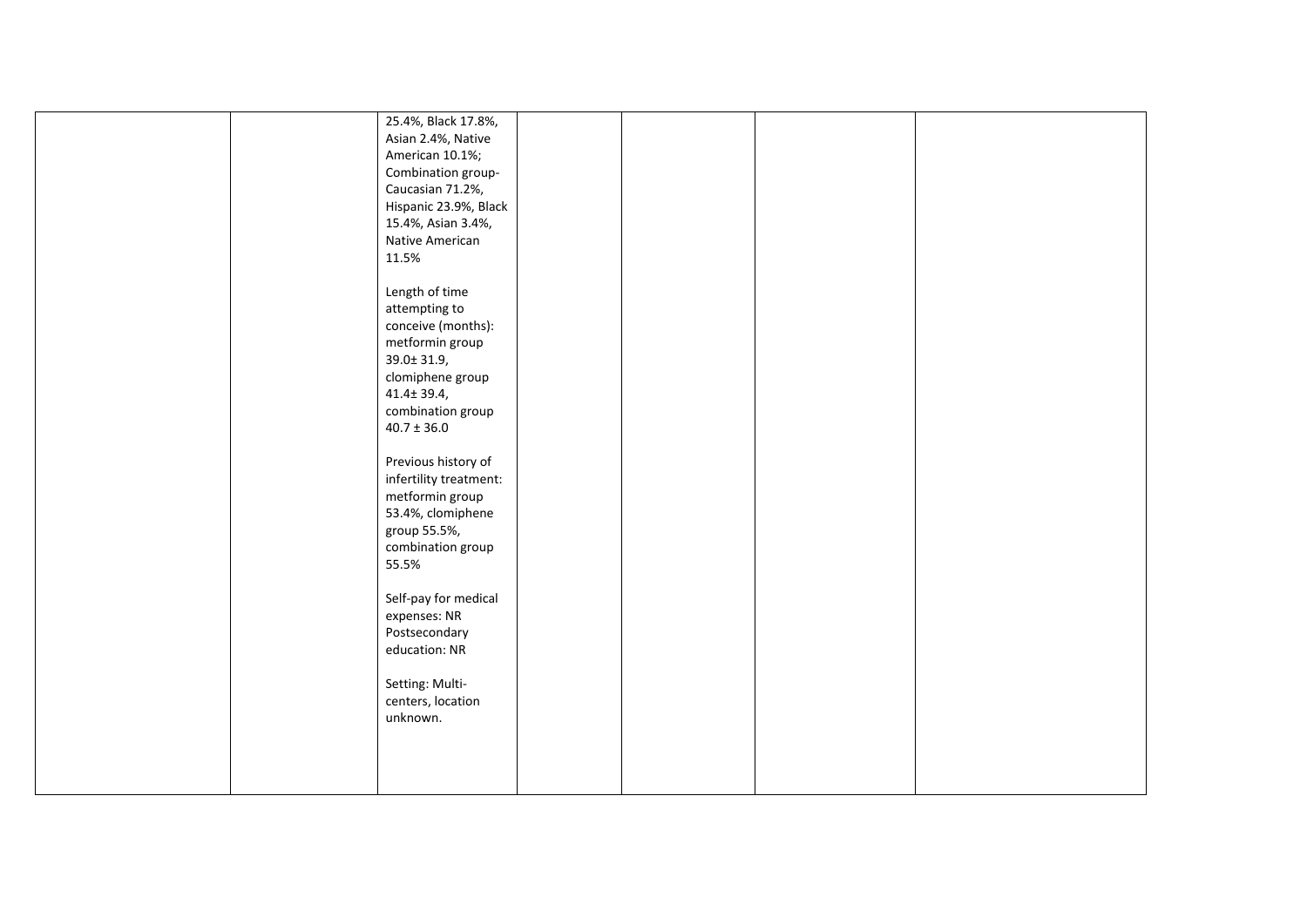| | | | | | | |
|---|---|---|---|---|---|---|
| | | 25.4%, Black 17.8%, Asian 2.4%, Native American 10.1%; Combination group- Caucasian 71.2%, Hispanic 23.9%, Black 15.4%, Asian 3.4%, Native American 11.5%<br><br>Length of time attempting to conceive (months): metformin group 39.0± 31.9, clomiphene group 41.4± 39.4, combination group 40.7 ± 36.0<br><br>Previous history of infertility treatment: metformin group 53.4%, clomiphene group 55.5%, combination group 55.5%<br><br>Self-pay for medical expenses: NR<br>Postsecondary education: NR<br><br>Setting: Multi-centers, location unknown. | | | | |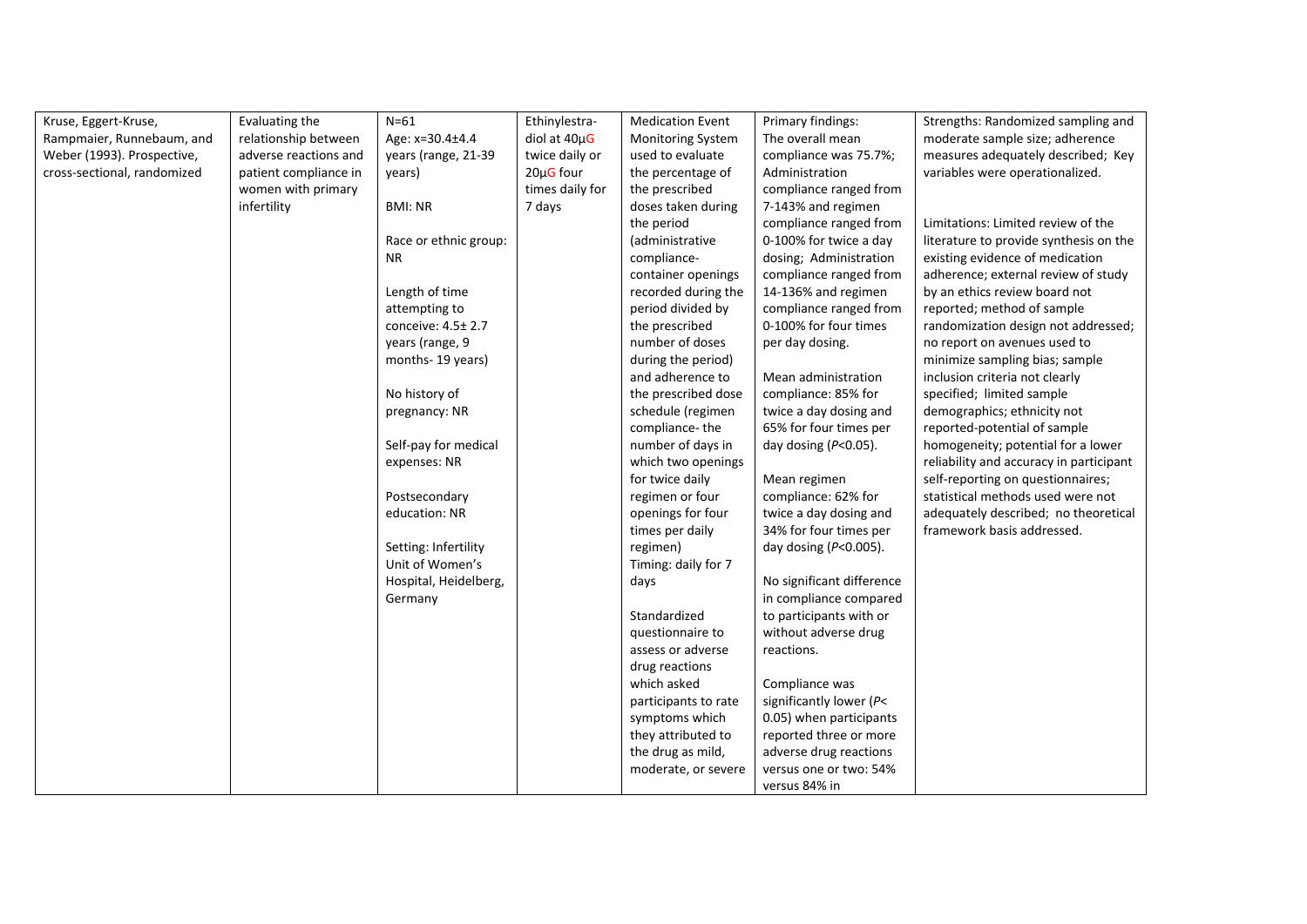| | | | | | | |
|---|---|---|---|---|---|---|
| Kruse, Eggert-Kruse, Rampmaier, Runnebaum, and Weber (1993). Prospective, cross-sectional, randomized | Evaluating the relationship between adverse reactions and patient compliance in women with primary infertility | N=61<br><br>Age: x=30.4±4.4 years (range, 21-39 years)<br><br>BMI: NR<br><br>Race or ethnic group: NR<br><br>Length of time attempting to conceive: 4.5± 2.7 years (range, 9 months- 19 years)<br><br>No history of pregnancy: NR<br><br>Self-pay for medical expenses: NR<br><br>Postsecondary education: NR<br><br>Setting: Infertility Unit of Women's Hospital, Heidelberg, Germany | Ethinylestra-diol at 40µG twice daily or 20µG four times daily for 7 days | Medication Event Monitoring System used to evaluate the percentage of the prescribed doses taken during the period (administrative compliance- container openings recorded during the period divided by the prescribed number of doses during the period) and adherence to the prescribed dose schedule (regimen compliance- the number of days in which two openings for twice daily regimen or four openings for four times per daily regimen)<br><br>Timing: daily for 7 days<br><br>Standardized questionnaire to assess or adverse drug reactions which asked participants to rate symptoms which they attributed to the drug as mild, moderate, or severe | Primary findings:<br>The overall mean compliance was 75.7%; Administration compliance ranged from 7-143% and regimen compliance ranged from 0-100% for twice a day dosing; Administration compliance ranged from 14-136% and regimen compliance ranged from 0-100% for four times per day dosing.<br><br>Mean administration compliance: 85% for twice a day dosing and 65% for four times per day dosing ($P<0.05$).<br><br>Mean regimen compliance: 62% for twice a day dosing and 34% for four times per day dosing ($P<0.005$).<br><br>No significant difference in compliance compared to participants with or without adverse drug reactions.<br><br>Compliance was significantly lower ($P<0.05$) when participants reported three or more adverse drug reactions versus one or two: 54% versus 84% in | Strengths: Randomized sampling and moderate sample size; adherence measures adequately described; Key variables were operationalized.<br><br>Limitations: Limited review of the literature to provide synthesis on the existing evidence of medication adherence; external review of study by an ethics review board not reported; method of sample randomization design not addressed; no report on avenues used to minimize sampling bias; sample inclusion criteria not clearly specified; limited sample demographics; ethnicity not reported-potential of sample homogeneity; potential for a lower reliability and accuracy in participant self-reporting on questionnaires; statistical methods used were not adequately described; no theoretical framework basis addressed. |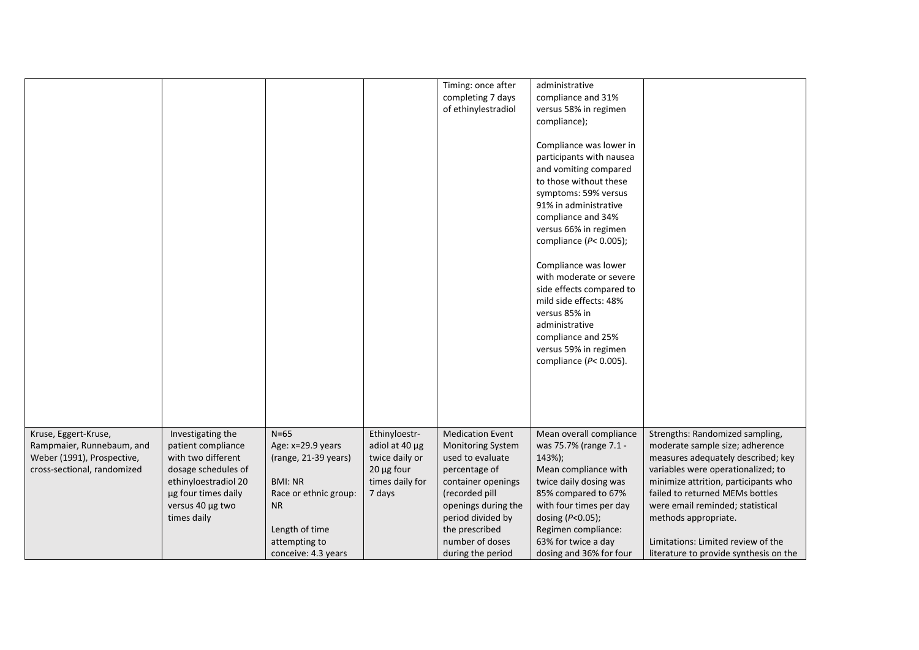| | | | | | | |
|---|---|---|---|---|---|---|
| | | | | Timing: once after completing 7 days of ethinylestradiol | administrative compliance and 31% versus 58% in regimen compliance);<br><br>Compliance was lower in participants with nausea and vomiting compared to those without these symptoms: 59% versus 91% in administrative compliance and 34% versus 66% in regimen compliance ($P < 0.005$);<br><br>Compliance was lower with moderate or severe side effects compared to mild side effects: 48% versus 85% in administrative compliance and 25% versus 59% in regimen compliance ($P < 0.005$). | |
| Kruse, Eggert-Kruse, Rampmaier, Runnebaum, and Weber (1991), Prospective, cross-sectional, randomized | Investigating the patient compliance with two different dosage schedules of ethinyloestradiol 20 µg four times daily versus 40 µg two times daily | N=65<br>Age: x=29.9 years (range, 21-39 years)<br><br>BMI: NR<br>Race or ethnic group: NR<br><br>Length of time attempting to conceive: 4.3 years | Ethinyloestr-adiol at 40 µg twice daily or 20 µg four times daily for 7 days | Medication Event Monitoring System used to evaluate percentage of container openings (recorded pill openings during the period divided by the prescribed number of doses during the period | Mean overall compliance was 75.7% (range 7.1 - 143%);<br>Mean compliance with twice daily dosing was 85% compared to 67% with four times per day dosing ($P<0.05$);<br>Regimen compliance: 63% for twice a day dosing and 36% for four | Strengths: Randomized sampling, moderate sample size; adherence measures adequately described; key variables were operationalized; to minimize attrition, participants who failed to returned MEMs bottles were email reminded; statistical methods appropriate.<br><br>Limitations: Limited review of the literature to provide synthesis on the |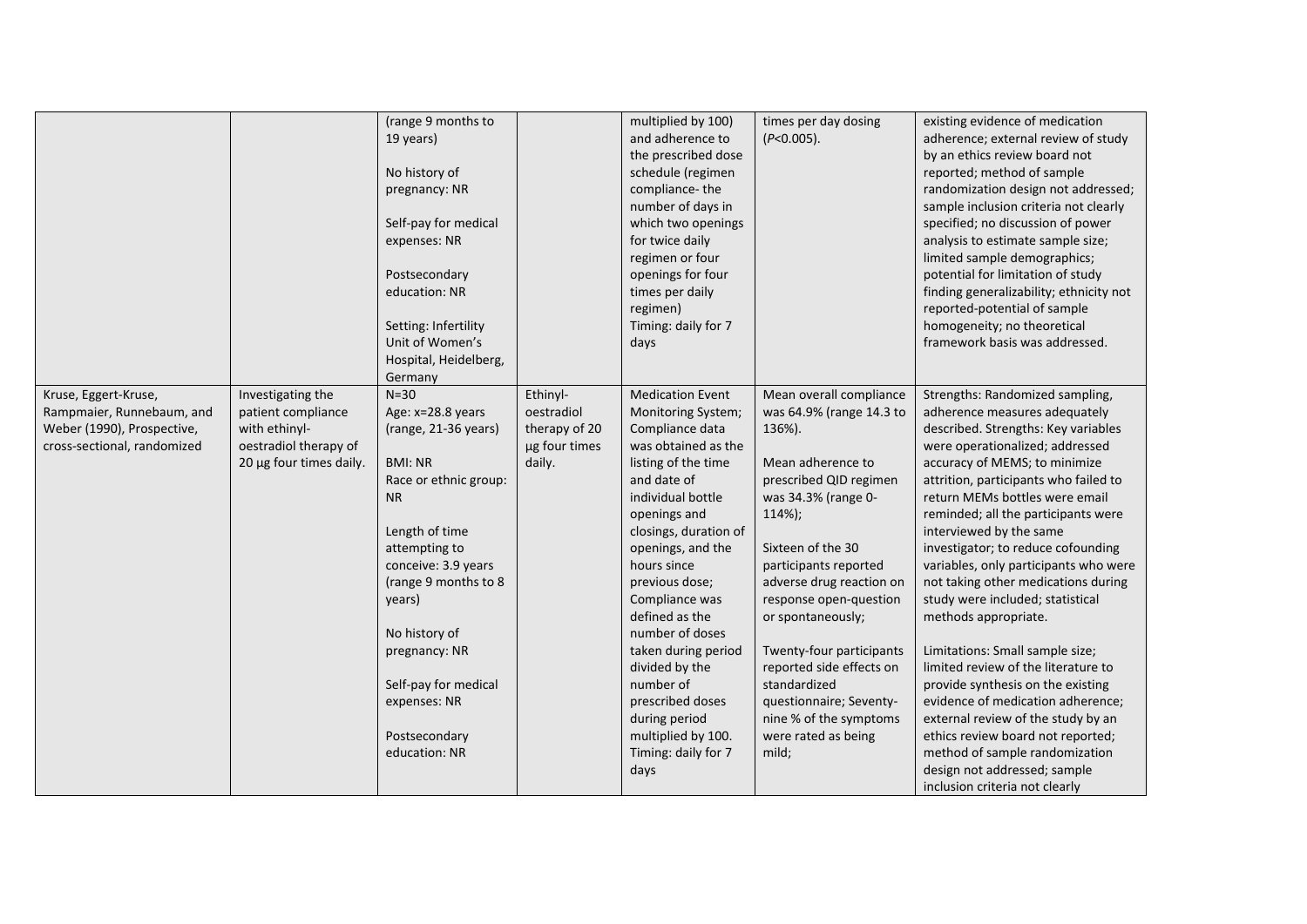| | | | | | | |
|---|---|---|---|---|---|---|
| | | (range 9 months to 19 years)<br><br>No history of pregnancy: NR<br><br>Self-pay for medical expenses: NR<br><br>Postsecondary education: NR<br><br>Setting: Infertility Unit of Women's Hospital, Heidelberg, Germany | | multiplied by 100) and adherence to the prescribed dose schedule (regimen compliance- the number of days in which two openings for twice daily regimen or four openings for four times per daily regimen)<br>Timing: daily for 7 days | times per day dosing ($P<0.005$). | existing evidence of medication adherence; external review of study by an ethics review board not reported; method of sample randomization design not addressed; sample inclusion criteria not clearly specified; no discussion of power analysis to estimate sample size; limited sample demographics; potential for limitation of study finding generalizability; ethnicity not reported-potential of sample homogeneity; no theoretical framework basis was addressed. |
| Kruse, Eggert-Kruse, Rampmaier, Runnebaum, and Weber (1990), Prospective, cross-sectional, randomized | Investigating the patient compliance with ethinyl-oestradiol therapy of 20 µg four times daily. | N=30<br>Age: x=28.8 years (range, 21-36 years)<br><br>BMI: NR<br>Race or ethnic group: NR<br><br>Length of time attempting to conceive: 3.9 years (range 9 months to 8 years)<br><br>No history of pregnancy: NR<br><br>Self-pay for medical expenses: NR<br><br>Postsecondary education: NR | Ethinyl-oestradiol therapy of 20 µg four times daily. | Medication Event Monitoring System; Compliance data was obtained as the listing of the time and date of individual bottle openings and closings, duration of openings, and the hours since previous dose; Compliance was defined as the number of doses taken during period divided by the number of prescribed doses during period multiplied by 100.<br>Timing: daily for 7 days | Mean overall compliance was 64.9% (range 14.3 to 136%).<br><br>Mean adherence to prescribed QID regimen was 34.3% (range 0-114%);<br><br>Sixteen of the 30 participants reported adverse drug reaction on response open-question or spontaneously;<br><br>Twenty-four participants reported side effects on standardized questionnaire; Seventy-nine % of the symptoms were rated as being mild; | Strengths: Randomized sampling, adherence measures adequately described. Strengths: Key variables were operationalized; addressed accuracy of MEMS; to minimize attrition, participants who failed to return MEMs bottles were email reminded; all the participants were interviewed by the same investigator; to reduce cofounding variables, only participants who were not taking other medications during study were included; statistical methods appropriate.<br><br>Limitations: Small sample size; limited review of the literature to provide synthesis on the existing evidence of medication adherence; external review of the study by an ethics review board not reported; method of sample randomization design not addressed; sample inclusion criteria not clearly |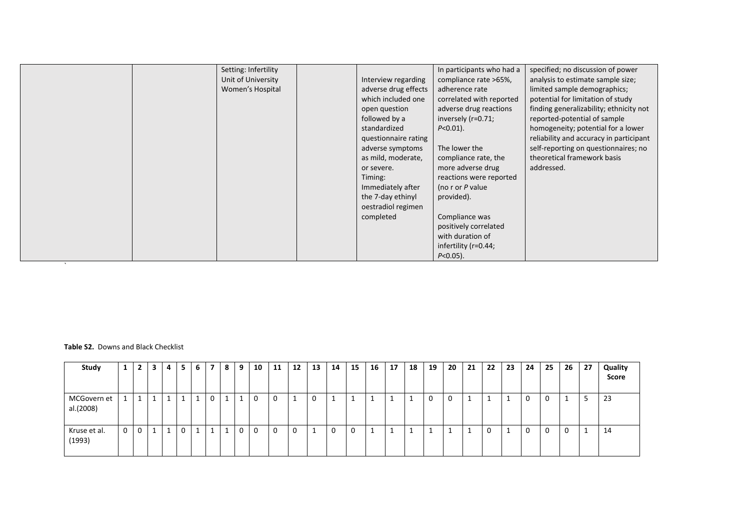|  |  | Setting: Infertility Unit of University Women's Hospital |  | Interview regarding adverse drug effects which included one open question followed by a standardized questionnaire rating adverse symptoms as mild, moderate, or severe.<br>Timing: Immediately after the 7-day ethinyl oestradiol regimen completed | In participants who had a compliance rate >65%, adherence rate correlated with reported adverse drug reactions inversely (r=0.71; *P*<0.01).<br><br>The lower the compliance rate, the more adverse drug reactions were reported (no r or *P* value provided).<br><br>Compliance was positively correlated with duration of infertility (r=0.44; *P*<0.05). | specified; no discussion of power analysis to estimate sample size; limited sample demographics; potential for limitation of study finding generalizability; ethnicity not reported-potential of sample homogeneity; potential for a lower reliability and accuracy in participant self-reporting on questionnaires; no theoretical framework basis addressed. |
|---|---|---|---|---|---|---|

**Table S2.** Downs and Black Checklist

| Study | 1 | 2 | 3 | 4 | 5 | 6 | 7 | 8 | 9 | 10 | 11 | 12 | 13 | 14 | 15 | 16 | 17 | 18 | 19 | 20 | 21 | 22 | 23 | 24 | 25 | 26 | 27 | Quality Score |
|---|---|---|---|---|---|---|---|---|---|---|---|---|---|---|---|---|---|---|---|---|---|---|---|---|---|---|---|---|
| MCGovern et al.(2008) | 1 | 1 | 1 | 1 | 1 | 1 | 0 | 1 | 1 | 0 | 0 | 1 | 0 | 1 | 1 | 1 | 1 | 1 | 0 | 0 | 1 | 1 | 1 | 0 | 0 | 1 | 5 | 23 |
| Kruse et al. (1993) | 0 | 0 | 1 | 1 | 0 | 1 | 1 | 1 | 0 | 0 | 0 | 0 | 1 | 0 | 0 | 1 | 1 | 1 | 1 | 1 | 1 | 0 | 1 | 0 | 0 | 0 | 1 | 14 |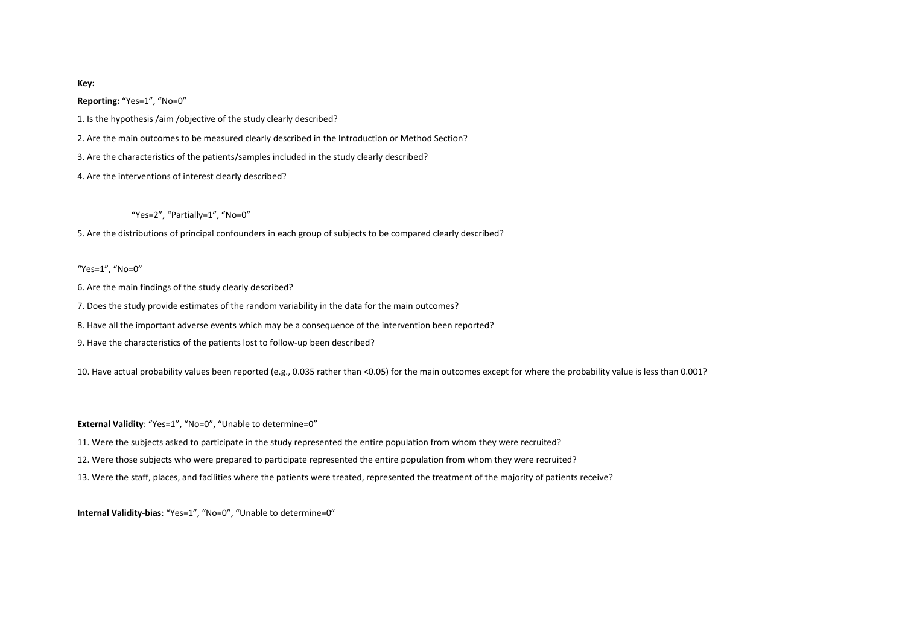**Key:**

**Reporting:** "Yes=1", "No=0"

1. Is the hypothesis /aim /objective of the study clearly described?

2. Are the main outcomes to be measured clearly described in the Introduction or Method Section?

3. Are the characteristics of the patients/samples included in the study clearly described?

4. Are the interventions of interest clearly described?

"Yes=2", "Partially=1", "No=0"

5. Are the distributions of principal confounders in each group of subjects to be compared clearly described?

"Yes=1", "No=0"

6. Are the main findings of the study clearly described?

7. Does the study provide estimates of the random variability in the data for the main outcomes?

8. Have all the important adverse events which may be a consequence of the intervention been reported?

9. Have the characteristics of the patients lost to follow-up been described?

10. Have actual probability values been reported (e.g., 0.035 rather than <0.05) for the main outcomes except for where the probability value is less than 0.001?

**External Validity**: "Yes=1", "No=0", "Unable to determine=0"

11. Were the subjects asked to participate in the study represented the entire population from whom they were recruited?

12. Were those subjects who were prepared to participate represented the entire population from whom they were recruited?

13. Were the staff, places, and facilities where the patients were treated, represented the treatment of the majority of patients receive?

**Internal Validity-bias**: "Yes=1", "No=0", "Unable to determine=0"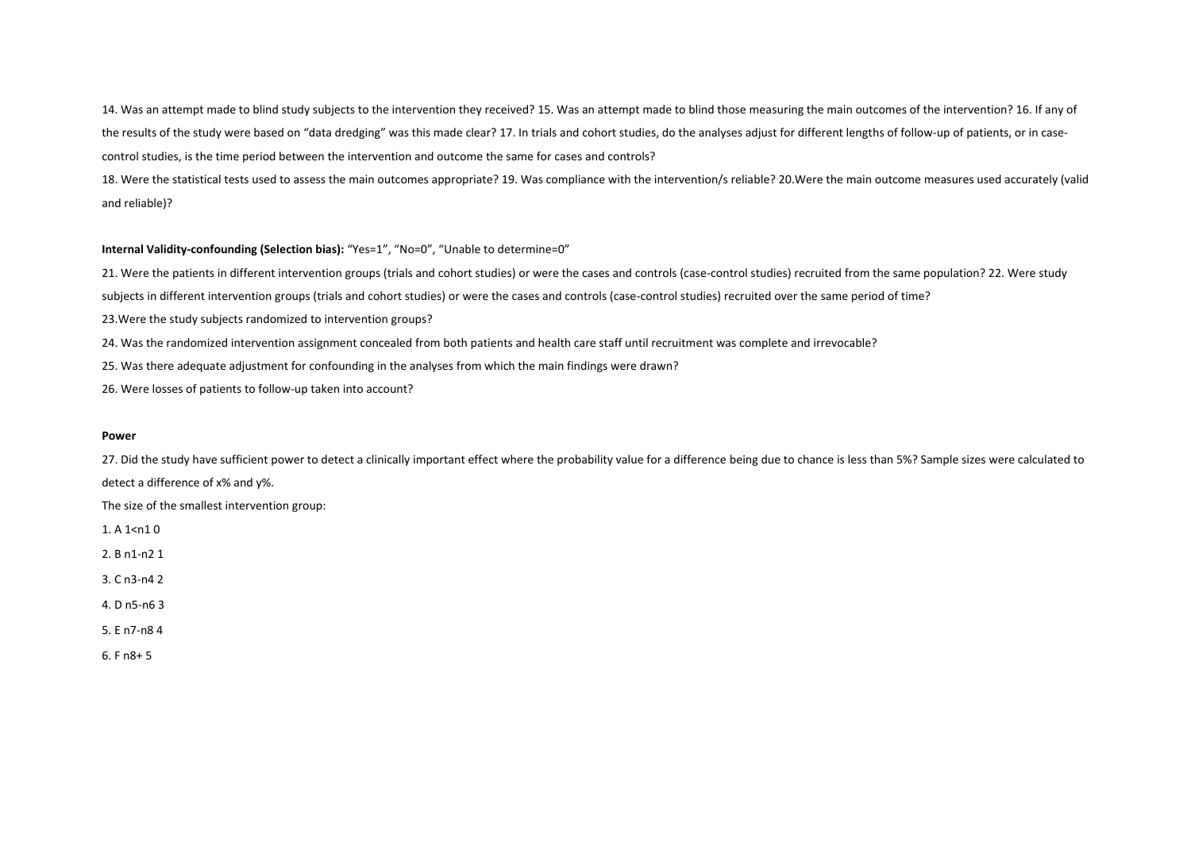14. Was an attempt made to blind study subjects to the intervention they received? 15. Was an attempt made to blind those measuring the main outcomes of the intervention? 16. If any of the results of the study were based on "data dredging" was this made clear? 17. In trials and cohort studies, do the analyses adjust for different lengths of follow-up of patients, or in case-control studies, is the time period between the intervention and outcome the same for cases and controls?

18. Were the statistical tests used to assess the main outcomes appropriate? 19. Was compliance with the intervention/s reliable? 20.Were the main outcome measures used accurately (valid and reliable)?

**Internal Validity-confounding (Selection bias):** "Yes=1", "No=0", "Unable to determine=0"

21. Were the patients in different intervention groups (trials and cohort studies) or were the cases and controls (case-control studies) recruited from the same population? 22. Were study subjects in different intervention groups (trials and cohort studies) or were the cases and controls (case-control studies) recruited over the same period of time?

23.Were the study subjects randomized to intervention groups?

24. Was the randomized intervention assignment concealed from both patients and health care staff until recruitment was complete and irrevocable?

25. Was there adequate adjustment for confounding in the analyses from which the main findings were drawn?

26. Were losses of patients to follow-up taken into account?

**Power**

27. Did the study have sufficient power to detect a clinically important effect where the probability value for a difference being due to chance is less than 5%? Sample sizes were calculated to detect a difference of x% and y%.

The size of the smallest intervention group:

1. A 1<n1 0
2. B n1-n2 1
3. C n3-n4 2
4. D n5-n6 3
5. E n7-n8 4
6. F n8+ 5